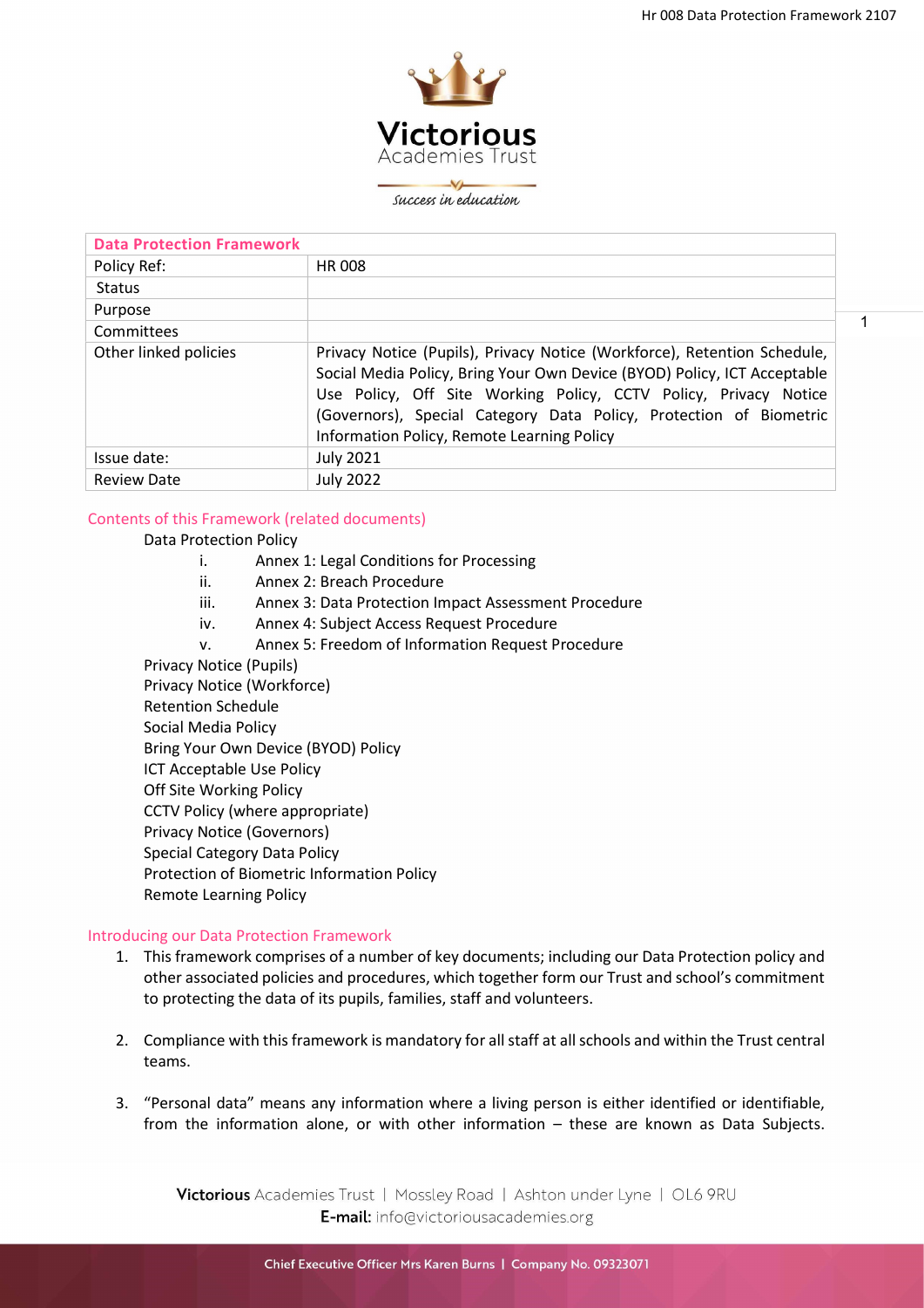| Data Protection Framework | |
|---|---|
| Policy Ref: | HR 008 |
| Status | |
| Purpose | |
| Committees | |
| Other linked policies | Privacy Notice (Pupils), Privacy Notice (Workforce), Retention Schedule, Social Media Policy, Bring Your Own Device (BYOD) Policy, ICT Acceptable Use Policy, Off Site Working Policy, CCTV Policy, Privacy Notice (Governors), Special Category Data Policy, Protection of Biometric Information Policy, Remote Learning Policy |
| Issue date: | July 2021 |
| Review Date | July 2022 |

## Contents of this Framework (related documents)

Data Protection Policy

- i. Annex 1: Legal Conditions for Processing
- ii. Annex 2: Breach Procedure
- iii. Annex 3: Data Protection Impact Assessment Procedure
- iv. Annex 4: Subject Access Request Procedure
- v. Annex 5: Freedom of Information Request Procedure

Privacy Notice (Pupils)
Privacy Notice (Workforce)
Retention Schedule
Social Media Policy
Bring Your Own Device (BYOD) Policy
ICT Acceptable Use Policy
Off Site Working Policy
CCTV Policy (where appropriate)
Privacy Notice (Governors)
Special Category Data Policy
Protection of Biometric Information Policy
Remote Learning Policy

## Introducing our Data Protection Framework

1. This framework comprises of a number of key documents; including our Data Protection policy and other associated policies and procedures, which together form our Trust and school's commitment to protecting the data of its pupils, families, staff and volunteers.

2. Compliance with this framework is mandatory for all staff at all schools and within the Trust central teams.

3. "Personal data" means any information where a living person is either identified or identifiable, from the information alone, or with other information – these are known as Data Subjects.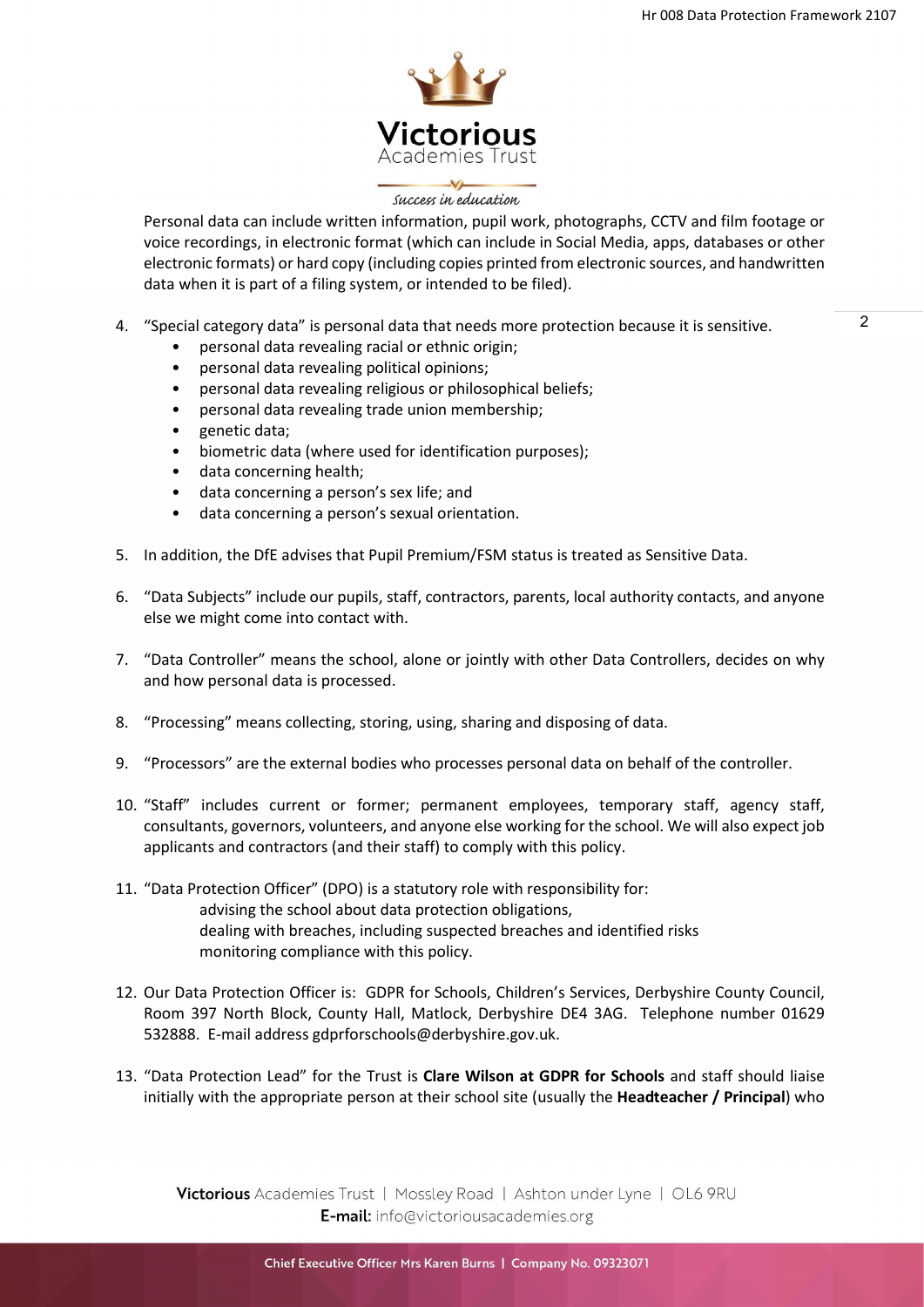Personal data can include written information, pupil work, photographs, CCTV and film footage or voice recordings, in electronic format (which can include in Social Media, apps, databases or other electronic formats) or hard copy (including copies printed from electronic sources, and handwritten data when it is part of a filing system, or intended to be filed).

4. "Special category data" is personal data that needs more protection because it is sensitive.
   - personal data revealing racial or ethnic origin;
   - personal data revealing political opinions;
   - personal data revealing religious or philosophical beliefs;
   - personal data revealing trade union membership;
   - genetic data;
   - biometric data (where used for identification purposes);
   - data concerning health;
   - data concerning a person's sex life; and
   - data concerning a person's sexual orientation.

5. In addition, the DfE advises that Pupil Premium/FSM status is treated as Sensitive Data.

6. "Data Subjects" include our pupils, staff, contractors, parents, local authority contacts, and anyone else we might come into contact with.

7. "Data Controller" means the school, alone or jointly with other Data Controllers, decides on why and how personal data is processed.

8. "Processing" means collecting, storing, using, sharing and disposing of data.

9. "Processors" are the external bodies who processes personal data on behalf of the controller.

10. "Staff" includes current or former; permanent employees, temporary staff, agency staff, consultants, governors, volunteers, and anyone else working for the school. We will also expect job applicants and contractors (and their staff) to comply with this policy.

11. "Data Protection Officer" (DPO) is a statutory role with responsibility for:
    advising the school about data protection obligations,
    dealing with breaches, including suspected breaches and identified risks
    monitoring compliance with this policy.

12. Our Data Protection Officer is: GDPR for Schools, Children's Services, Derbyshire County Council, Room 397 North Block, County Hall, Matlock, Derbyshire DE4 3AG. Telephone number 01629 532888. E-mail address gdprforschools@derbyshire.gov.uk.

13. "Data Protection Lead" for the Trust is **Clare Wilson at GDPR for Schools** and staff should liaise initially with the appropriate person at their school site (usually the **Headteacher / Principal**) who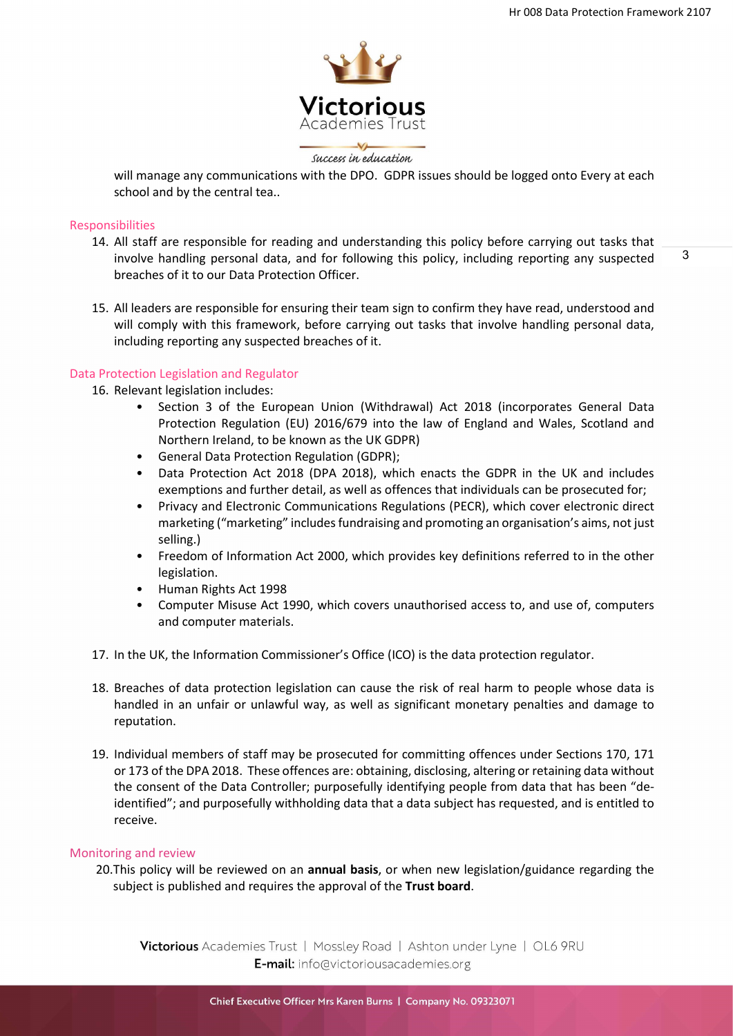will manage any communications with the DPO. GDPR issues should be logged onto Every at each school and by the central tea..

## Responsibilities

14. All staff are responsible for reading and understanding this policy before carrying out tasks that involve handling personal data, and for following this policy, including reporting any suspected breaches of it to our Data Protection Officer.

15. All leaders are responsible for ensuring their team sign to confirm they have read, understood and will comply with this framework, before carrying out tasks that involve handling personal data, including reporting any suspected breaches of it.

## Data Protection Legislation and Regulator

16. Relevant legislation includes:
    - Section 3 of the European Union (Withdrawal) Act 2018 (incorporates General Data Protection Regulation (EU) 2016/679 into the law of England and Wales, Scotland and Northern Ireland, to be known as the UK GDPR)
    - General Data Protection Regulation (GDPR);
    - Data Protection Act 2018 (DPA 2018), which enacts the GDPR in the UK and includes exemptions and further detail, as well as offences that individuals can be prosecuted for;
    - Privacy and Electronic Communications Regulations (PECR), which cover electronic direct marketing ("marketing" includes fundraising and promoting an organisation's aims, not just selling.)
    - Freedom of Information Act 2000, which provides key definitions referred to in the other legislation.
    - Human Rights Act 1998
    - Computer Misuse Act 1990, which covers unauthorised access to, and use of, computers and computer materials.

17. In the UK, the Information Commissioner's Office (ICO) is the data protection regulator.

18. Breaches of data protection legislation can cause the risk of real harm to people whose data is handled in an unfair or unlawful way, as well as significant monetary penalties and damage to reputation.

19. Individual members of staff may be prosecuted for committing offences under Sections 170, 171 or 173 of the DPA 2018. These offences are: obtaining, disclosing, altering or retaining data without the consent of the Data Controller; purposefully identifying people from data that has been "de-identified"; and purposefully withholding data that a data subject has requested, and is entitled to receive.

## Monitoring and review

20. This policy will be reviewed on an **annual basis**, or when new legislation/guidance regarding the subject is published and requires the approval of the **Trust board**.